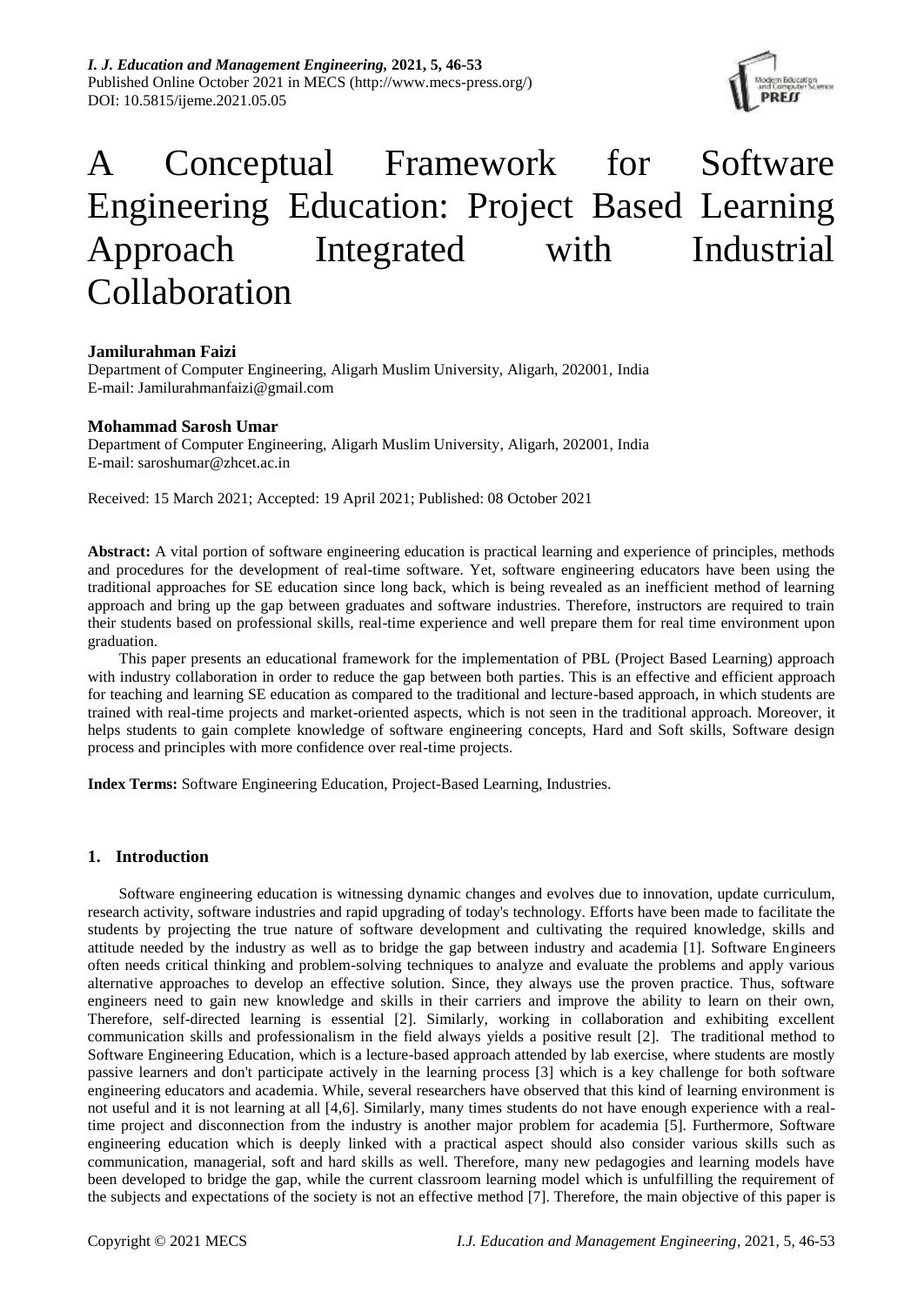# A Conceptual Framework for Software Engineering Education: Project Based Learning Approach Integrated with Industrial Collaboration

**Jamilurahman Faizi**
Department of Computer Engineering, Aligarh Muslim University, Aligarh, 202001, India
E-mail: Jamilurahmanfaizi@gmail.com

**Mohammad Sarosh Umar**
Department of Computer Engineering, Aligarh Muslim University, Aligarh, 202001, India
E-mail: saroshumar@zhcet.ac.in

Received: 15 March 2021; Accepted: 19 April 2021; Published: 08 October 2021

**Abstract:** A vital portion of software engineering education is practical learning and experience of principles, methods and procedures for the development of real-time software. Yet, software engineering educators have been using the traditional approaches for SE education since long back, which is being revealed as an inefficient method of learning approach and bring up the gap between graduates and software industries. Therefore, instructors are required to train their students based on professional skills, real-time experience and well prepare them for real time environment upon graduation.

This paper presents an educational framework for the implementation of PBL (Project Based Learning) approach with industry collaboration in order to reduce the gap between both parties. This is an effective and efficient approach for teaching and learning SE education as compared to the traditional and lecture-based approach, in which students are trained with real-time projects and market-oriented aspects, which is not seen in the traditional approach. Moreover, it helps students to gain complete knowledge of software engineering concepts, Hard and Soft skills, Software design process and principles with more confidence over real-time projects.

**Index Terms:** Software Engineering Education, Project-Based Learning, Industries.

## 1. Introduction

Software engineering education is witnessing dynamic changes and evolves due to innovation, update curriculum, research activity, software industries and rapid upgrading of today's technology. Efforts have been made to facilitate the students by projecting the true nature of software development and cultivating the required knowledge, skills and attitude needed by the industry as well as to bridge the gap between industry and academia [1]. Software Engineers often needs critical thinking and problem-solving techniques to analyze and evaluate the problems and apply various alternative approaches to develop an effective solution. Since, they always use the proven practice. Thus, software engineers need to gain new knowledge and skills in their carriers and improve the ability to learn on their own, Therefore, self-directed learning is essential [2]. Similarly, working in collaboration and exhibiting excellent communication skills and professionalism in the field always yields a positive result [2]. The traditional method to Software Engineering Education, which is a lecture-based approach attended by lab exercise, where students are mostly passive learners and don't participate actively in the learning process [3] which is a key challenge for both software engineering educators and academia. While, several researchers have observed that this kind of learning environment is not useful and it is not learning at all [4,6]. Similarly, many times students do not have enough experience with a real-time project and disconnection from the industry is another major problem for academia [5]. Furthermore, Software engineering education which is deeply linked with a practical aspect should also consider various skills such as communication, managerial, soft and hard skills as well. Therefore, many new pedagogies and learning models have been developed to bridge the gap, while the current classroom learning model which is unfulfilling the requirement of the subjects and expectations of the society is not an effective method [7]. Therefore, the main objective of this paper is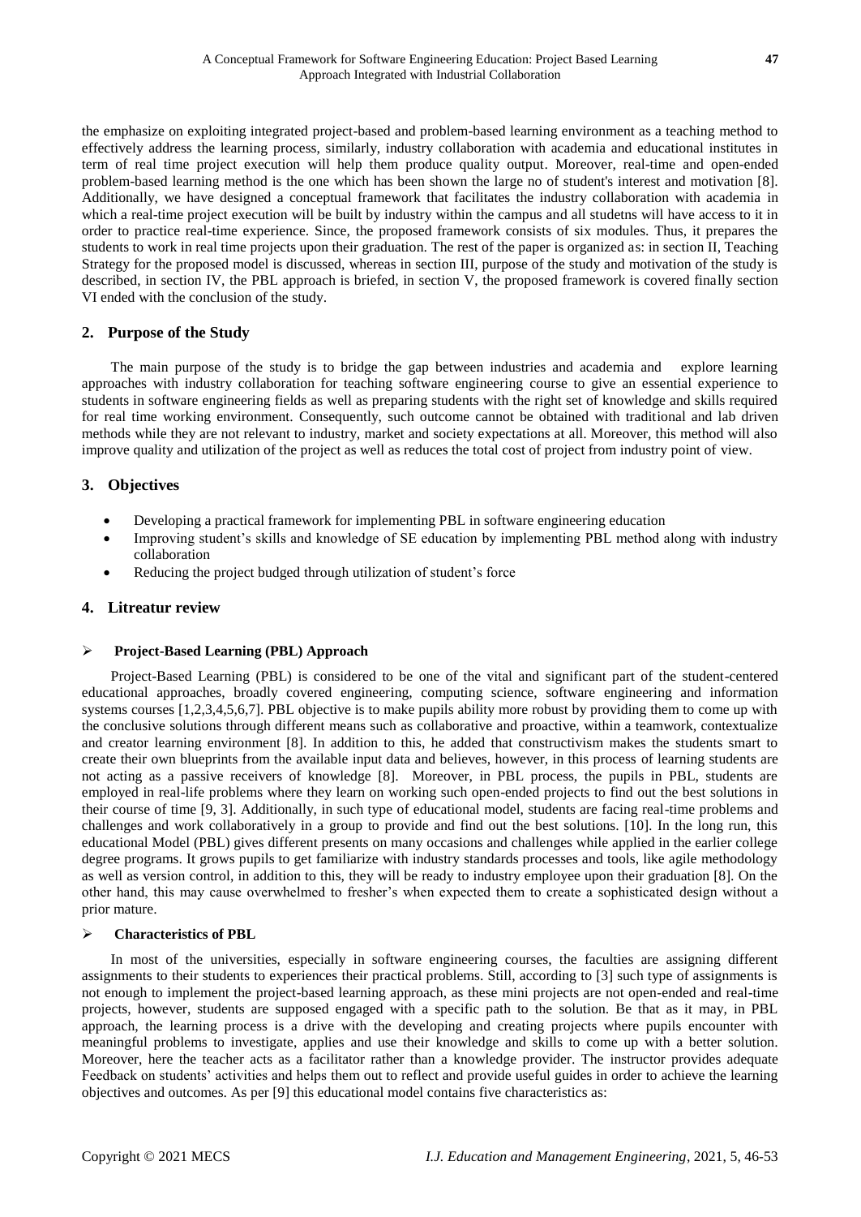the emphasize on exploiting integrated project-based and problem-based learning environment as a teaching method to effectively address the learning process, similarly, industry collaboration with academia and educational institutes in term of real time project execution will help them produce quality output. Moreover, real-time and open-ended problem-based learning method is the one which has been shown the large no of student's interest and motivation [8]. Additionally, we have designed a conceptual framework that facilitates the industry collaboration with academia in which a real-time project execution will be built by industry within the campus and all studetns will have access to it in order to practice real-time experience. Since, the proposed framework consists of six modules. Thus, it prepares the students to work in real time projects upon their graduation. The rest of the paper is organized as: in section II, Teaching Strategy for the proposed model is discussed, whereas in section III, purpose of the study and motivation of the study is described, in section IV, the PBL approach is briefed, in section V, the proposed framework is covered finally section VI ended with the conclusion of the study.

## 2. Purpose of the Study

The main purpose of the study is to bridge the gap between industries and academia and explore learning approaches with industry collaboration for teaching software engineering course to give an essential experience to students in software engineering fields as well as preparing students with the right set of knowledge and skills required for real time working environment. Consequently, such outcome cannot be obtained with traditional and lab driven methods while they are not relevant to industry, market and society expectations at all. Moreover, this method will also improve quality and utilization of the project as well as reduces the total cost of project from industry point of view.

## 3. Objectives

- Developing a practical framework for implementing PBL in software engineering education
- Improving student's skills and knowledge of SE education by implementing PBL method along with industry collaboration
- Reducing the project budged through utilization of student's force

## 4. Litreatur review

- **Project-Based Learning (PBL) Approach**

Project-Based Learning (PBL) is considered to be one of the vital and significant part of the student-centered educational approaches, broadly covered engineering, computing science, software engineering and information systems courses [1,2,3,4,5,6,7]. PBL objective is to make pupils ability more robust by providing them to come up with the conclusive solutions through different means such as collaborative and proactive, within a teamwork, contextualize and creator learning environment [8]. In addition to this, he added that constructivism makes the students smart to create their own blueprints from the available input data and believes, however, in this process of learning students are not acting as a passive receivers of knowledge [8]. Moreover, in PBL process, the pupils in PBL, students are employed in real-life problems where they learn on working such open-ended projects to find out the best solutions in their course of time [9, 3]. Additionally, in such type of educational model, students are facing real-time problems and challenges and work collaboratively in a group to provide and find out the best solutions. [10]. In the long run, this educational Model (PBL) gives different presents on many occasions and challenges while applied in the earlier college degree programs. It grows pupils to get familiarize with industry standards processes and tools, like agile methodology as well as version control, in addition to this, they will be ready to industry employee upon their graduation [8]. On the other hand, this may cause overwhelmed to fresher's when expected them to create a sophisticated design without a prior mature.

- **Characteristics of PBL**

In most of the universities, especially in software engineering courses, the faculties are assigning different assignments to their students to experiences their practical problems. Still, according to [3] such type of assignments is not enough to implement the project-based learning approach, as these mini projects are not open-ended and real-time projects, however, students are supposed engaged with a specific path to the solution. Be that as it may, in PBL approach, the learning process is a drive with the developing and creating projects where pupils encounter with meaningful problems to investigate, applies and use their knowledge and skills to come up with a better solution. Moreover, here the teacher acts as a facilitator rather than a knowledge provider. The instructor provides adequate Feedback on students' activities and helps them out to reflect and provide useful guides in order to achieve the learning objectives and outcomes. As per [9] this educational model contains five characteristics as: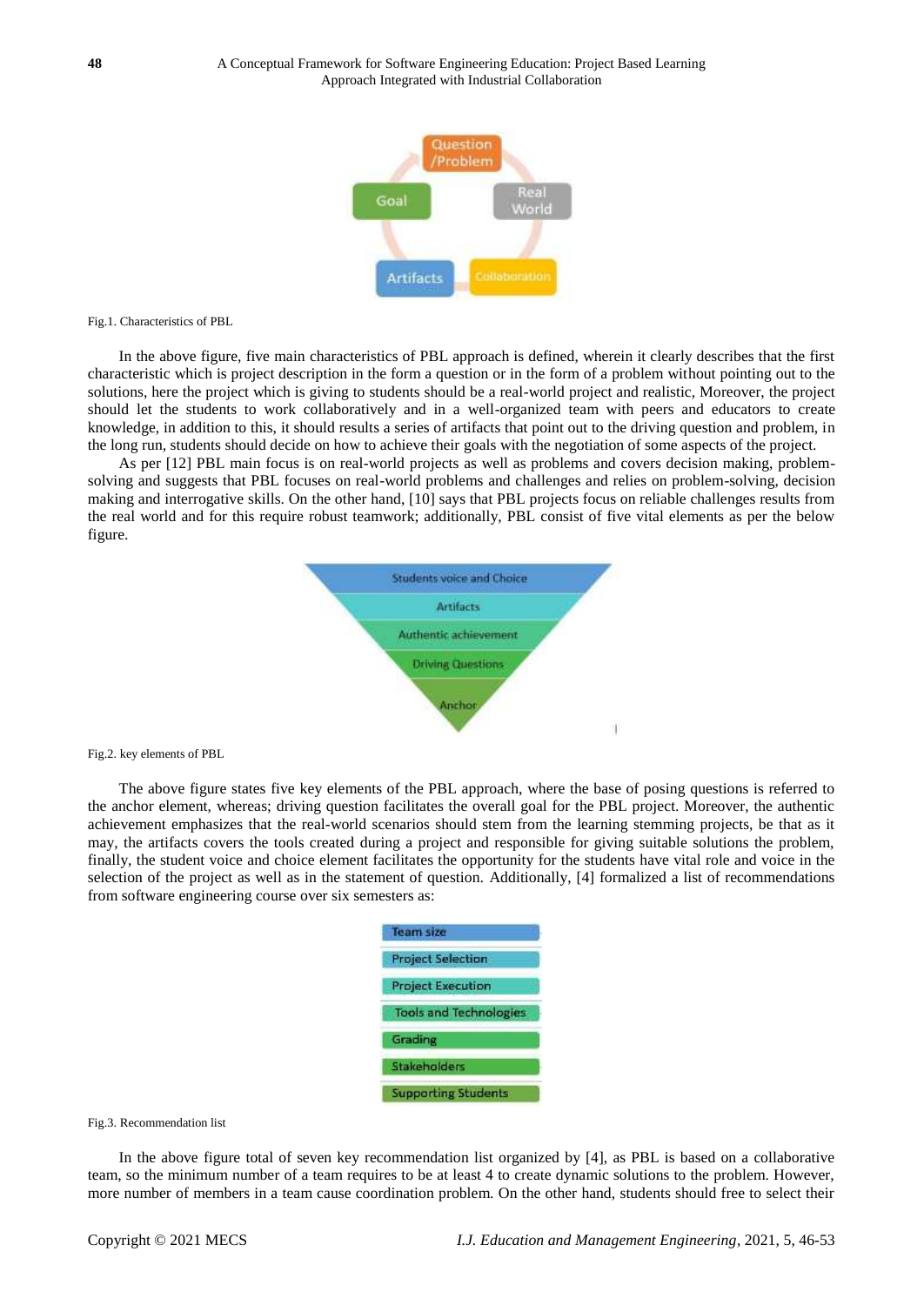Fig.1. Characteristics of PBL

In the above figure, five main characteristics of PBL approach is defined, wherein it clearly describes that the first characteristic which is project description in the form a question or in the form of a problem without pointing out to the solutions, here the project which is giving to students should be a real-world project and realistic, Moreover, the project should let the students to work collaboratively and in a well-organized team with peers and educators to create knowledge, in addition to this, it should results a series of artifacts that point out to the driving question and problem, in the long run, students should decide on how to achieve their goals with the negotiation of some aspects of the project.

As per [12] PBL main focus is on real-world projects as well as problems and covers decision making, problem-solving and suggests that PBL focuses on real-world problems and challenges and relies on problem-solving, decision making and interrogative skills. On the other hand, [10] says that PBL projects focus on reliable challenges results from the real world and for this require robust teamwork; additionally, PBL consist of five vital elements as per the below figure.

Fig.2. key elements of PBL

The above figure states five key elements of the PBL approach, where the base of posing questions is referred to the anchor element, whereas; driving question facilitates the overall goal for the PBL project. Moreover, the authentic achievement emphasizes that the real-world scenarios should stem from the learning stemming projects, be that as it may, the artifacts covers the tools created during a project and responsible for giving suitable solutions the problem, finally, the student voice and choice element facilitates the opportunity for the students have vital role and voice in the selection of the project as well as in the statement of question. Additionally, [4] formalized a list of recommendations from software engineering course over six semesters as:

Fig.3. Recommendation list

In the above figure total of seven key recommendation list organized by [4], as PBL is based on a collaborative team, so the minimum number of a team requires to be at least 4 to create dynamic solutions to the problem. However, more number of members in a team cause coordination problem. On the other hand, students should free to select their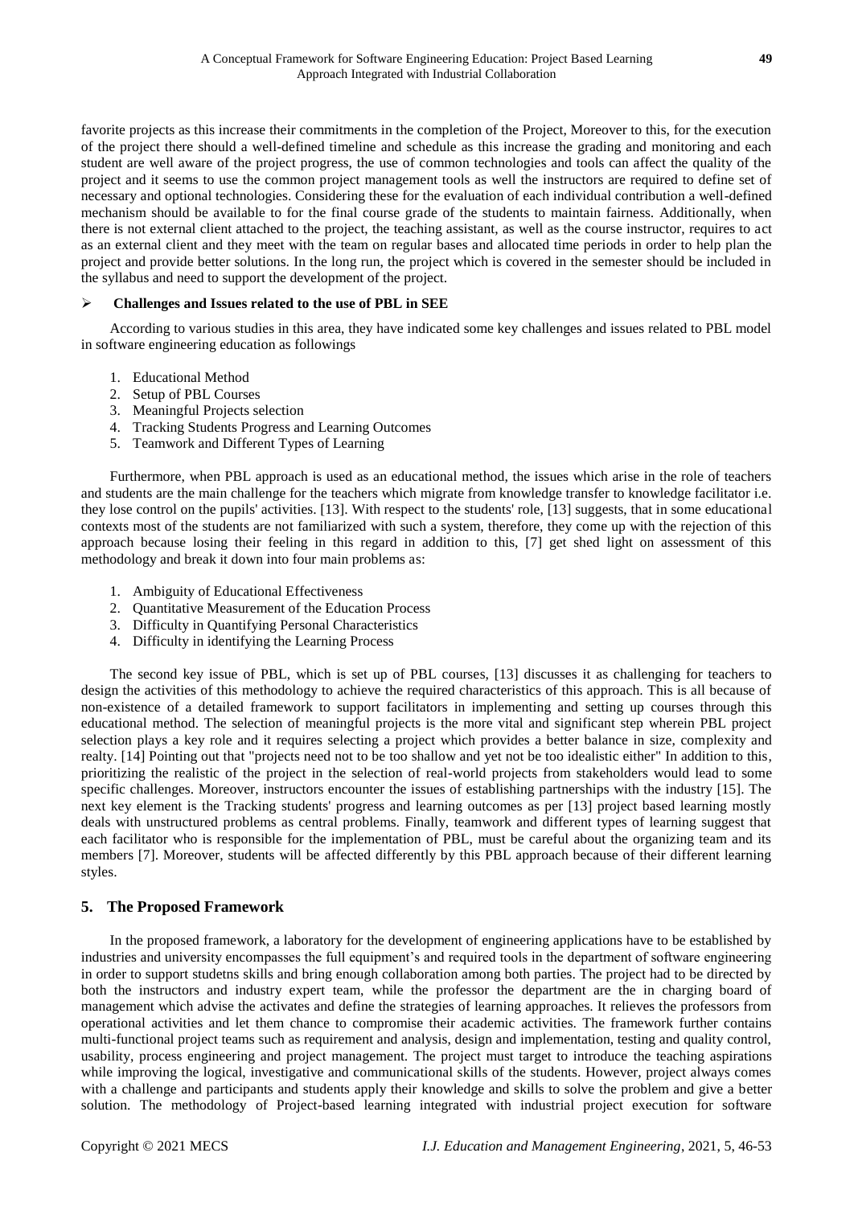favorite projects as this increase their commitments in the completion of the Project, Moreover to this, for the execution of the project there should a well-defined timeline and schedule as this increase the grading and monitoring and each student are well aware of the project progress, the use of common technologies and tools can affect the quality of the project and it seems to use the common project management tools as well the instructors are required to define set of necessary and optional technologies. Considering these for the evaluation of each individual contribution a well-defined mechanism should be available to for the final course grade of the students to maintain fairness. Additionally, when there is not external client attached to the project, the teaching assistant, as well as the course instructor, requires to act as an external client and they meet with the team on regular bases and allocated time periods in order to help plan the project and provide better solutions. In the long run, the project which is covered in the semester should be included in the syllabus and need to support the development of the project.

- **Challenges and Issues related to the use of PBL in SEE**

According to various studies in this area, they have indicated some key challenges and issues related to PBL model in software engineering education as followings

1. Educational Method
2. Setup of PBL Courses
3. Meaningful Projects selection
4. Tracking Students Progress and Learning Outcomes
5. Teamwork and Different Types of Learning

Furthermore, when PBL approach is used as an educational method, the issues which arise in the role of teachers and students are the main challenge for the teachers which migrate from knowledge transfer to knowledge facilitator i.e. they lose control on the pupils' activities. [13]. With respect to the students' role, [13] suggests, that in some educational contexts most of the students are not familiarized with such a system, therefore, they come up with the rejection of this approach because losing their feeling in this regard in addition to this, [7] get shed light on assessment of this methodology and break it down into four main problems as:

1. Ambiguity of Educational Effectiveness
2. Quantitative Measurement of the Education Process
3. Difficulty in Quantifying Personal Characteristics
4. Difficulty in identifying the Learning Process

The second key issue of PBL, which is set up of PBL courses, [13] discusses it as challenging for teachers to design the activities of this methodology to achieve the required characteristics of this approach. This is all because of non-existence of a detailed framework to support facilitators in implementing and setting up courses through this educational method. The selection of meaningful projects is the more vital and significant step wherein PBL project selection plays a key role and it requires selecting a project which provides a better balance in size, complexity and realty. [14] Pointing out that "projects need not to be too shallow and yet not be too idealistic either" In addition to this, prioritizing the realistic of the project in the selection of real-world projects from stakeholders would lead to some specific challenges. Moreover, instructors encounter the issues of establishing partnerships with the industry [15]. The next key element is the Tracking students' progress and learning outcomes as per [13] project based learning mostly deals with unstructured problems as central problems. Finally, teamwork and different types of learning suggest that each facilitator who is responsible for the implementation of PBL, must be careful about the organizing team and its members [7]. Moreover, students will be affected differently by this PBL approach because of their different learning styles.

## 5. The Proposed Framework

In the proposed framework, a laboratory for the development of engineering applications have to be established by industries and university encompasses the full equipment's and required tools in the department of software engineering in order to support studetns skills and bring enough collaboration among both parties. The project had to be directed by both the instructors and industry expert team, while the professor the department are the in charging board of management which advise the activates and define the strategies of learning approaches. It relieves the professors from operational activities and let them chance to compromise their academic activities. The framework further contains multi-functional project teams such as requirement and analysis, design and implementation, testing and quality control, usability, process engineering and project management. The project must target to introduce the teaching aspirations while improving the logical, investigative and communicational skills of the students. However, project always comes with a challenge and participants and students apply their knowledge and skills to solve the problem and give a better solution. The methodology of Project-based learning integrated with industrial project execution for software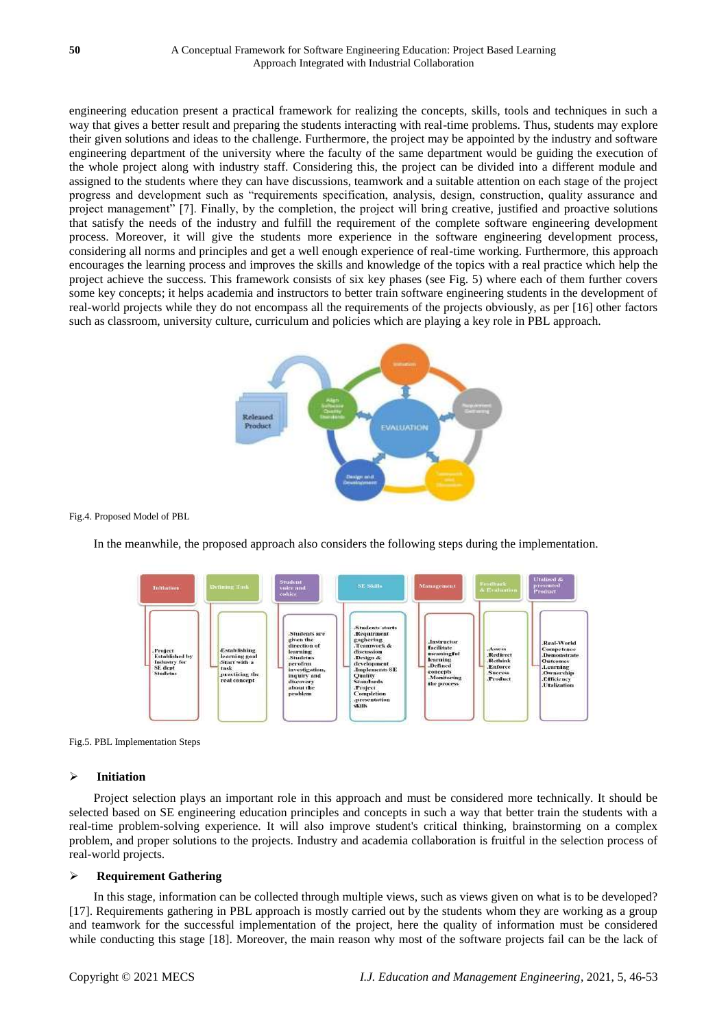engineering education present a practical framework for realizing the concepts, skills, tools and techniques in such a way that gives a better result and preparing the students interacting with real-time problems. Thus, students may explore their given solutions and ideas to the challenge. Furthermore, the project may be appointed by the industry and software engineering department of the university where the faculty of the same department would be guiding the execution of the whole project along with industry staff. Considering this, the project can be divided into a different module and assigned to the students where they can have discussions, teamwork and a suitable attention on each stage of the project progress and development such as "requirements specification, analysis, design, construction, quality assurance and project management" [7]. Finally, by the completion, the project will bring creative, justified and proactive solutions that satisfy the needs of the industry and fulfill the requirement of the complete software engineering development process. Moreover, it will give the students more experience in the software engineering development process, considering all norms and principles and get a well enough experience of real-time working. Furthermore, this approach encourages the learning process and improves the skills and knowledge of the topics with a real practice which help the project achieve the success. This framework consists of six key phases (see Fig. 5) where each of them further covers some key concepts; it helps academia and instructors to better train software engineering students in the development of real-world projects while they do not encompass all the requirements of the projects obviously, as per [16] other factors such as classroom, university culture, curriculum and policies which are playing a key role in PBL approach.

Fig.4. Proposed Model of PBL

In the meanwhile, the proposed approach also considers the following steps during the implementation.

Fig.5. PBL Implementation Steps

- **Initiation**

Project selection plays an important role in this approach and must be considered more technically. It should be selected based on SE engineering education principles and concepts in such a way that better train the students with a real-time problem-solving experience. It will also improve student's critical thinking, brainstorming on a complex problem, and proper solutions to the projects. Industry and academia collaboration is fruitful in the selection process of real-world projects.

- **Requirement Gathering**

In this stage, information can be collected through multiple views, such as views given on what is to be developed? [17]. Requirements gathering in PBL approach is mostly carried out by the students whom they are working as a group and teamwork for the successful implementation of the project, here the quality of information must be considered while conducting this stage [18]. Moreover, the main reason why most of the software projects fail can be the lack of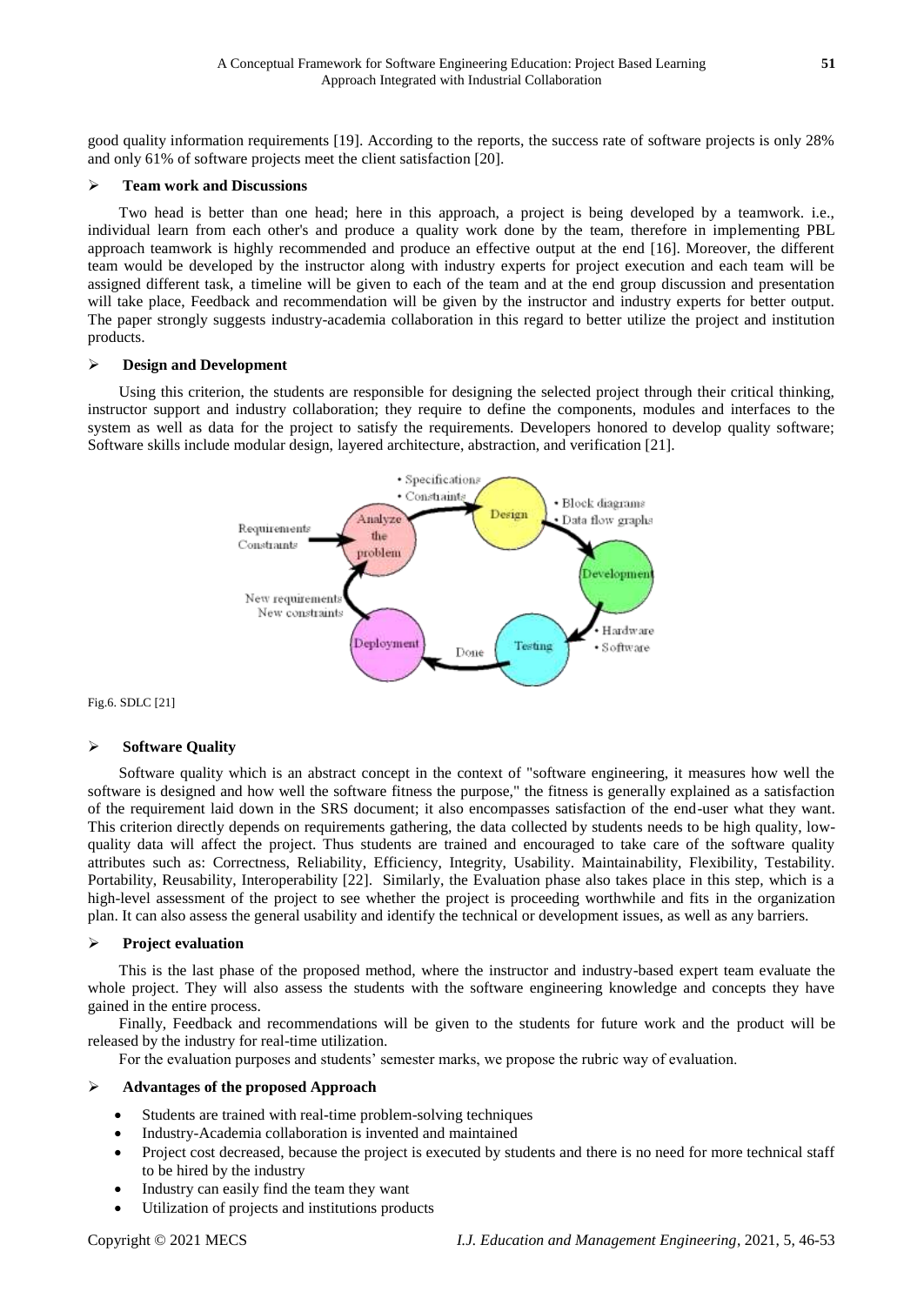good quality information requirements [19]. According to the reports, the success rate of software projects is only 28% and only 61% of software projects meet the client satisfaction [20].

- **Team work and Discussions**

Two head is better than one head; here in this approach, a project is being developed by a teamwork. i.e., individual learn from each other's and produce a quality work done by the team, therefore in implementing PBL approach teamwork is highly recommended and produce an effective output at the end [16]. Moreover, the different team would be developed by the instructor along with industry experts for project execution and each team will be assigned different task, a timeline will be given to each of the team and at the end group discussion and presentation will take place, Feedback and recommendation will be given by the instructor and industry experts for better output. The paper strongly suggests industry-academia collaboration in this regard to better utilize the project and institution products.

- **Design and Development**

Using this criterion, the students are responsible for designing the selected project through their critical thinking, instructor support and industry collaboration; they require to define the components, modules and interfaces to the system as well as data for the project to satisfy the requirements. Developers honored to develop quality software; Software skills include modular design, layered architecture, abstraction, and verification [21].

Fig.6. SDLC [21]

- **Software Quality**

Software quality which is an abstract concept in the context of "software engineering, it measures how well the software is designed and how well the software fitness the purpose," the fitness is generally explained as a satisfaction of the requirement laid down in the SRS document; it also encompasses satisfaction of the end-user what they want. This criterion directly depends on requirements gathering, the data collected by students needs to be high quality, low-quality data will affect the project. Thus students are trained and encouraged to take care of the software quality attributes such as: Correctness, Reliability, Efficiency, Integrity, Usability. Maintainability, Flexibility, Testability. Portability, Reusability, Interoperability [22]. Similarly, the Evaluation phase also takes place in this step, which is a high-level assessment of the project to see whether the project is proceeding worthwhile and fits in the organization plan. It can also assess the general usability and identify the technical or development issues, as well as any barriers.

- **Project evaluation**

This is the last phase of the proposed method, where the instructor and industry-based expert team evaluate the whole project. They will also assess the students with the software engineering knowledge and concepts they have gained in the entire process.

Finally, Feedback and recommendations will be given to the students for future work and the product will be released by the industry for real-time utilization.

For the evaluation purposes and students' semester marks, we propose the rubric way of evaluation.

- **Advantages of the proposed Approach**

  - Students are trained with real-time problem-solving techniques
  - Industry-Academia collaboration is invented and maintained
  - Project cost decreased, because the project is executed by students and there is no need for more technical staff to be hired by the industry
  - Industry can easily find the team they want
  - Utilization of projects and institutions products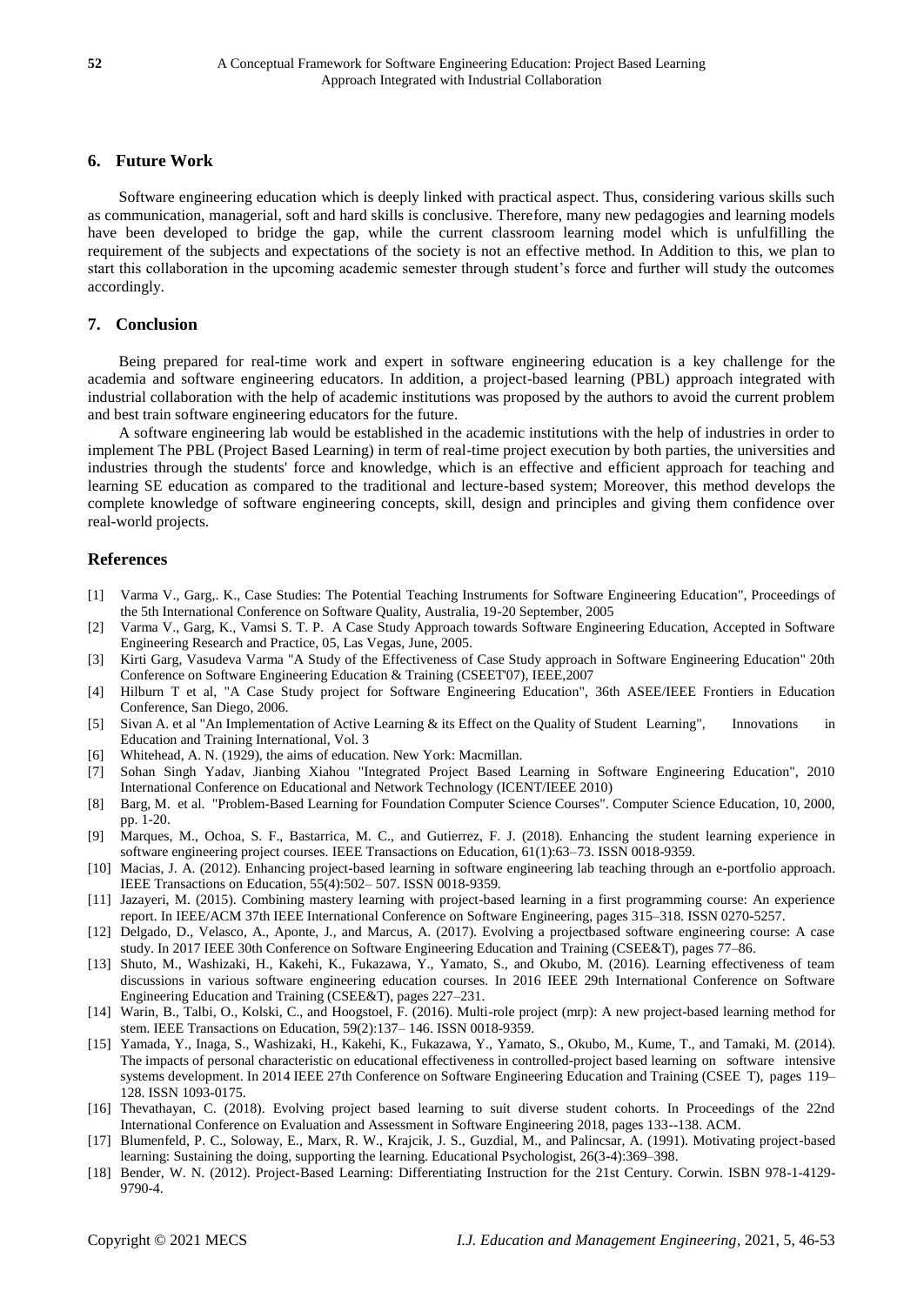## 6. Future Work

Software engineering education which is deeply linked with practical aspect. Thus, considering various skills such as communication, managerial, soft and hard skills is conclusive. Therefore, many new pedagogies and learning models have been developed to bridge the gap, while the current classroom learning model which is unfulfilling the requirement of the subjects and expectations of the society is not an effective method. In Addition to this, we plan to start this collaboration in the upcoming academic semester through student's force and further will study the outcomes accordingly.

## 7. Conclusion

Being prepared for real-time work and expert in software engineering education is a key challenge for the academia and software engineering educators. In addition, a project-based learning (PBL) approach integrated with industrial collaboration with the help of academic institutions was proposed by the authors to avoid the current problem and best train software engineering educators for the future.

A software engineering lab would be established in the academic institutions with the help of industries in order to implement The PBL (Project Based Learning) in term of real-time project execution by both parties, the universities and industries through the students' force and knowledge, which is an effective and efficient approach for teaching and learning SE education as compared to the traditional and lecture-based system; Moreover, this method develops the complete knowledge of software engineering concepts, skill, design and principles and giving them confidence over real-world projects.

## References

[1] Varma V., Garg,. K., Case Studies: The Potential Teaching Instruments for Software Engineering Education", Proceedings of the 5th International Conference on Software Quality, Australia, 19-20 September, 2005

[2] Varma V., Garg, K., Vamsi S. T. P. A Case Study Approach towards Software Engineering Education, Accepted in Software Engineering Research and Practice, 05, Las Vegas, June, 2005.

[3] Kirti Garg, Vasudeva Varma "A Study of the Effectiveness of Case Study approach in Software Engineering Education" 20th Conference on Software Engineering Education & Training (CSEET'07), IEEE,2007

[4] Hilburn T et al, "A Case Study project for Software Engineering Education", 36th ASEE/IEEE Frontiers in Education Conference, San Diego, 2006.

[5] Sivan A. et al "An Implementation of Active Learning & its Effect on the Quality of Student Learning", Innovations in Education and Training International, Vol. 3

[6] Whitehead, A. N. (1929), the aims of education. New York: Macmillan.

[7] Sohan Singh Yadav, Jianbing Xiahou "Integrated Project Based Learning in Software Engineering Education", 2010 International Conference on Educational and Network Technology (ICENT/IEEE 2010)

[8] Barg, M. et al. "Problem-Based Learning for Foundation Computer Science Courses". Computer Science Education, 10, 2000, pp. 1-20.

[9] Marques, M., Ochoa, S. F., Bastarrica, M. C., and Gutierrez, F. J. (2018). Enhancing the student learning experience in software engineering project courses. IEEE Transactions on Education, 61(1):63–73. ISSN 0018-9359.

[10] Macias, J. A. (2012). Enhancing project-based learning in software engineering lab teaching through an e-portfolio approach. IEEE Transactions on Education, 55(4):502– 507. ISSN 0018-9359.

[11] Jazayeri, M. (2015). Combining mastery learning with project-based learning in a first programming course: An experience report. In IEEE/ACM 37th IEEE International Conference on Software Engineering, pages 315–318. ISSN 0270-5257.

[12] Delgado, D., Velasco, A., Aponte, J., and Marcus, A. (2017). Evolving a projectbased software engineering course: A case study. In 2017 IEEE 30th Conference on Software Engineering Education and Training (CSEE&T), pages 77–86.

[13] Shuto, M., Washizaki, H., Kakehi, K., Fukazawa, Y., Yamato, S., and Okubo, M. (2016). Learning effectiveness of team discussions in various software engineering education courses. In 2016 IEEE 29th International Conference on Software Engineering Education and Training (CSEE&T), pages 227–231.

[14] Warin, B., Talbi, O., Kolski, C., and Hoogstoel, F. (2016). Multi-role project (mrp): A new project-based learning method for stem. IEEE Transactions on Education, 59(2):137– 146. ISSN 0018-9359.

[15] Yamada, Y., Inaga, S., Washizaki, H., Kakehi, K., Fukazawa, Y., Yamato, S., Okubo, M., Kume, T., and Tamaki, M. (2014). The impacts of personal characteristic on educational effectiveness in controlled-project based learning on software intensive systems development. In 2014 IEEE 27th Conference on Software Engineering Education and Training (CSEE T), pages 119–128. ISSN 1093-0175.

[16] Thevathayan, C. (2018). Evolving project based learning to suit diverse student cohorts. In Proceedings of the 22nd International Conference on Evaluation and Assessment in Software Engineering 2018, pages 133--138. ACM.

[17] Blumenfeld, P. C., Soloway, E., Marx, R. W., Krajcik, J. S., Guzdial, M., and Palincsar, A. (1991). Motivating project-based learning: Sustaining the doing, supporting the learning. Educational Psychologist, 26(3-4):369–398.

[18] Bender, W. N. (2012). Project-Based Learning: Differentiating Instruction for the 21st Century. Corwin. ISBN 978-1-4129-9790-4.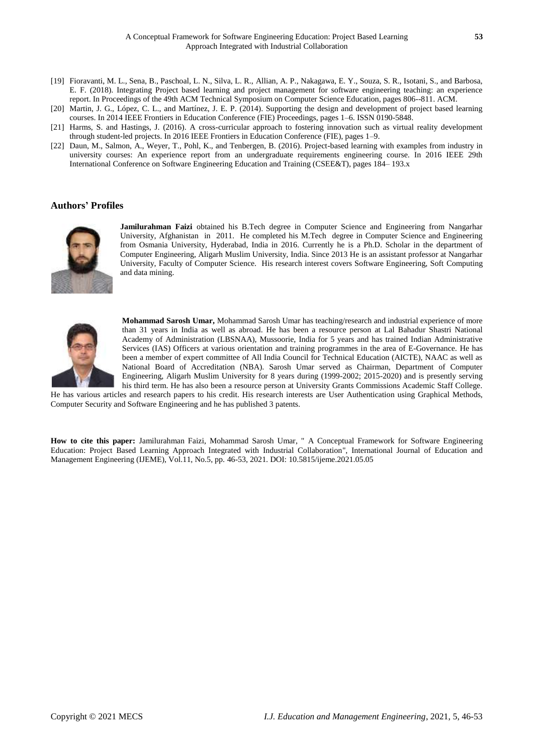[19] Fioravanti, M. L., Sena, B., Paschoal, L. N., Silva, L. R., Allian, A. P., Nakagawa, E. Y., Souza, S. R., Isotani, S., and Barbosa, E. F. (2018). Integrating Project based learning and project management for software engineering teaching: an experience report. In Proceedings of the 49th ACM Technical Symposium on Computer Science Education, pages 806--811. ACM.

[20] Martin, J. G., López, C. L., and Martínez, J. E. P. (2014). Supporting the design and development of project based learning courses. In 2014 IEEE Frontiers in Education Conference (FIE) Proceedings, pages 1–6. ISSN 0190-5848.

[21] Harms, S. and Hastings, J. (2016). A cross-curricular approach to fostering innovation such as virtual reality development through student-led projects. In 2016 IEEE Frontiers in Education Conference (FIE), pages 1–9.

[22] Daun, M., Salmon, A., Weyer, T., Pohl, K., and Tenbergen, B. (2016). Project-based learning with examples from industry in university courses: An experience report from an undergraduate requirements engineering course. In 2016 IEEE 29th International Conference on Software Engineering Education and Training (CSEE&T), pages 184– 193.x

## Authors' Profiles

**Jamilurahman Faizi** obtained his B.Tech degree in Computer Science and Engineering from Nangarhar University, Afghanistan in 2011. He completed his M.Tech degree in Computer Science and Engineering from Osmania University, Hyderabad, India in 2016. Currently he is a Ph.D. Scholar in the department of Computer Engineering, Aligarh Muslim University, India. Since 2013 He is an assistant professor at Nangarhar University, Faculty of Computer Science. His research interest covers Software Engineering, Soft Computing and data mining.

**Mohammad Sarosh Umar,** Mohammad Sarosh Umar has teaching/research and industrial experience of more than 31 years in India as well as abroad. He has been a resource person at Lal Bahadur Shastri National Academy of Administration (LBSNAA), Mussoorie, India for 5 years and has trained Indian Administrative Services (IAS) Officers at various orientation and training programmes in the area of E-Governance. He has been a member of expert committee of All India Council for Technical Education (AICTE), NAAC as well as National Board of Accreditation (NBA). Sarosh Umar served as Chairman, Department of Computer Engineering, Aligarh Muslim University for 8 years during (1999-2002; 2015-2020) and is presently serving his third term. He has also been a resource person at University Grants Commissions Academic Staff College. He has various articles and research papers to his credit. His research interests are User Authentication using Graphical Methods, Computer Security and Software Engineering and he has published 3 patents.

**How to cite this paper:** Jamilurahman Faizi, Mohammad Sarosh Umar, " A Conceptual Framework for Software Engineering Education: Project Based Learning Approach Integrated with Industrial Collaboration", International Journal of Education and Management Engineering (IJEME), Vol.11, No.5, pp. 46-53, 2021. DOI: 10.5815/ijeme.2021.05.05